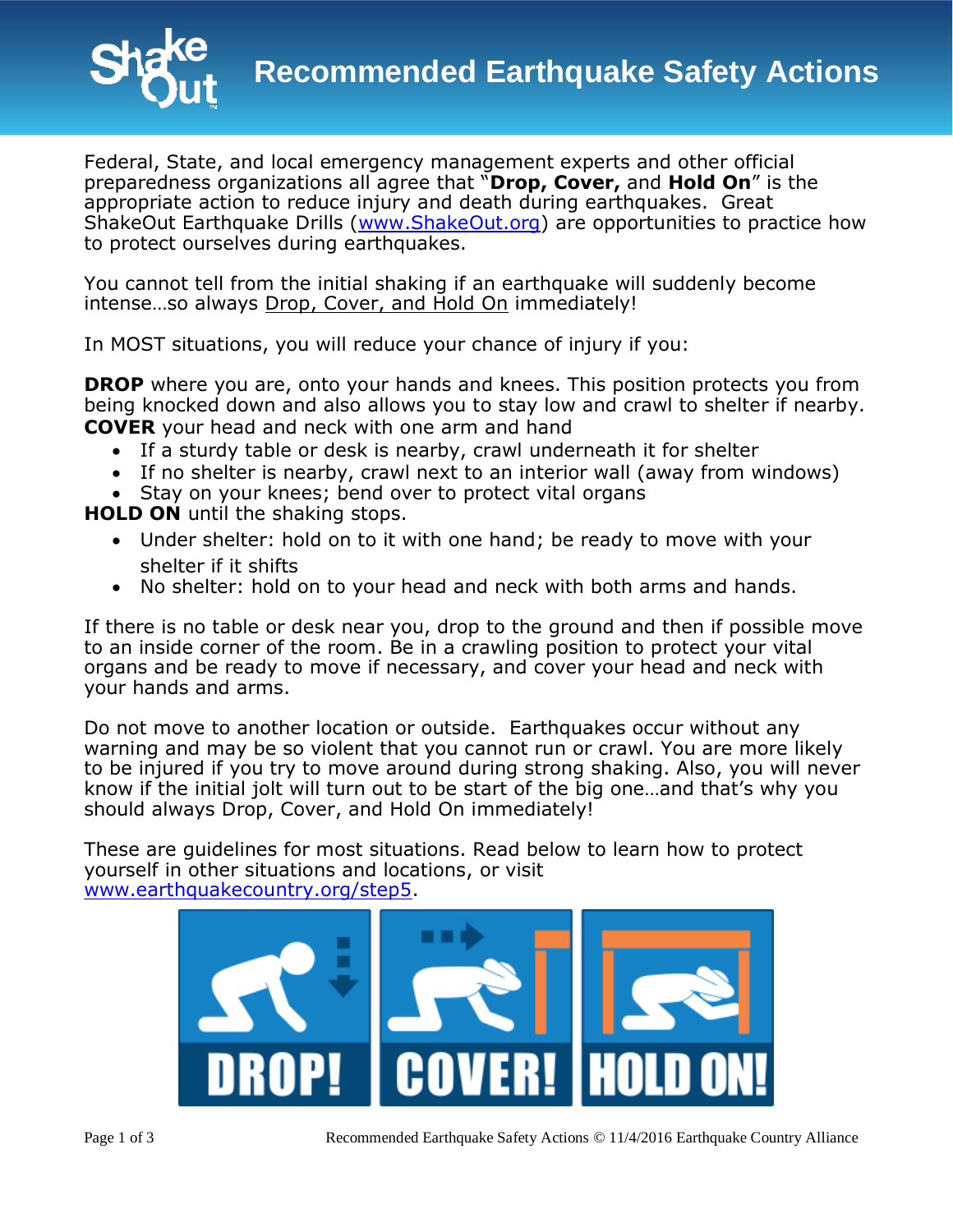# Recommended Earthquake Safety Actions

Federal, State, and local emergency management experts and other official preparedness organizations all agree that "**Drop, Cover,** and **Hold On**" is the appropriate action to reduce injury and death during earthquakes. Great ShakeOut Earthquake Drills ([www.ShakeOut.org](http://www.ShakeOut.org)) are opportunities to practice how to protect ourselves during earthquakes.

You cannot tell from the initial shaking if an earthquake will suddenly become intense…so always Drop, Cover, and Hold On immediately!

In MOST situations, you will reduce your chance of injury if you:

**DROP** where you are, onto your hands and knees. This position protects you from being knocked down and also allows you to stay low and crawl to shelter if nearby.
**COVER** your head and neck with one arm and hand

- If a sturdy table or desk is nearby, crawl underneath it for shelter
- If no shelter is nearby, crawl next to an interior wall (away from windows)
- Stay on your knees; bend over to protect vital organs

**HOLD ON** until the shaking stops.

- Under shelter: hold on to it with one hand; be ready to move with your shelter if it shifts
- No shelter: hold on to your head and neck with both arms and hands.

If there is no table or desk near you, drop to the ground and then if possible move to an inside corner of the room. Be in a crawling position to protect your vital organs and be ready to move if necessary, and cover your head and neck with your hands and arms.

Do not move to another location or outside. Earthquakes occur without any warning and may be so violent that you cannot run or crawl. You are more likely to be injured if you try to move around during strong shaking. Also, you will never know if the initial jolt will turn out to be start of the big one…and that's why you should always Drop, Cover, and Hold On immediately!

These are guidelines for most situations. Read below to learn how to protect yourself in other situations and locations, or visit [www.earthquakecountry.org/step5](http://www.earthquakecountry.org/step5).

DROP! COVER! HOLD ON!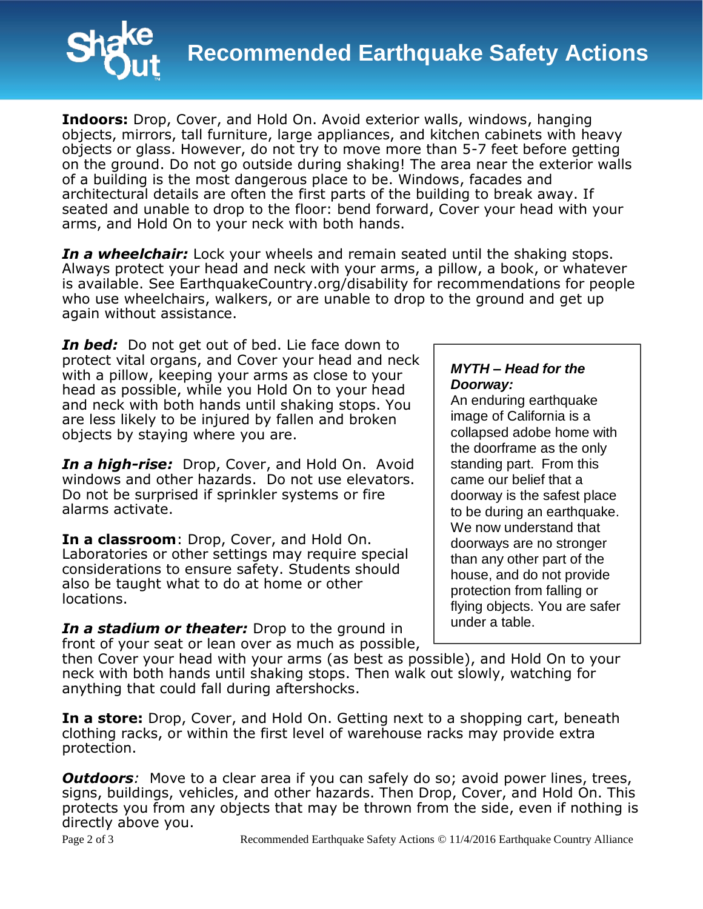# Recommended Earthquake Safety Actions

**Indoors:** Drop, Cover, and Hold On. Avoid exterior walls, windows, hanging objects, mirrors, tall furniture, large appliances, and kitchen cabinets with heavy objects or glass. However, do not try to move more than 5-7 feet before getting on the ground. Do not go outside during shaking! The area near the exterior walls of a building is the most dangerous place to be. Windows, facades and architectural details are often the first parts of the building to break away. If seated and unable to drop to the floor: bend forward, Cover your head with your arms, and Hold On to your neck with both hands.

***In a wheelchair:*** Lock your wheels and remain seated until the shaking stops. Always protect your head and neck with your arms, a pillow, a book, or whatever is available. See EarthquakeCountry.org/disability for recommendations for people who use wheelchairs, walkers, or are unable to drop to the ground and get up again without assistance.

***In bed:*** Do not get out of bed. Lie face down to protect vital organs, and Cover your head and neck with a pillow, keeping your arms as close to your head as possible, while you Hold On to your head and neck with both hands until shaking stops. You are less likely to be injured by fallen and broken objects by staying where you are.

***In a high-rise:*** Drop, Cover, and Hold On. Avoid windows and other hazards. Do not use elevators. Do not be surprised if sprinkler systems or fire alarms activate.

**In a classroom**: Drop, Cover, and Hold On. Laboratories or other settings may require special considerations to ensure safety. Students should also be taught what to do at home or other locations.

***In a stadium or theater:*** Drop to the ground in front of your seat or lean over as much as possible, then Cover your head with your arms (as best as possible), and Hold On to your neck with both hands until shaking stops. Then walk out slowly, watching for anything that could fall during aftershocks.

> ***MYTH – Head for the Doorway:***
> An enduring earthquake image of California is a collapsed adobe home with the doorframe as the only standing part. From this came our belief that a doorway is the safest place to be during an earthquake. We now understand that doorways are no stronger than any other part of the house, and do not provide protection from falling or flying objects. You are safer under a table.

**In a store:** Drop, Cover, and Hold On. Getting next to a shopping cart, beneath clothing racks, or within the first level of warehouse racks may provide extra protection.

***Outdoors****:* Move to a clear area if you can safely do so; avoid power lines, trees, signs, buildings, vehicles, and other hazards. Then Drop, Cover, and Hold On. This protects you from any objects that may be thrown from the side, even if nothing is directly above you.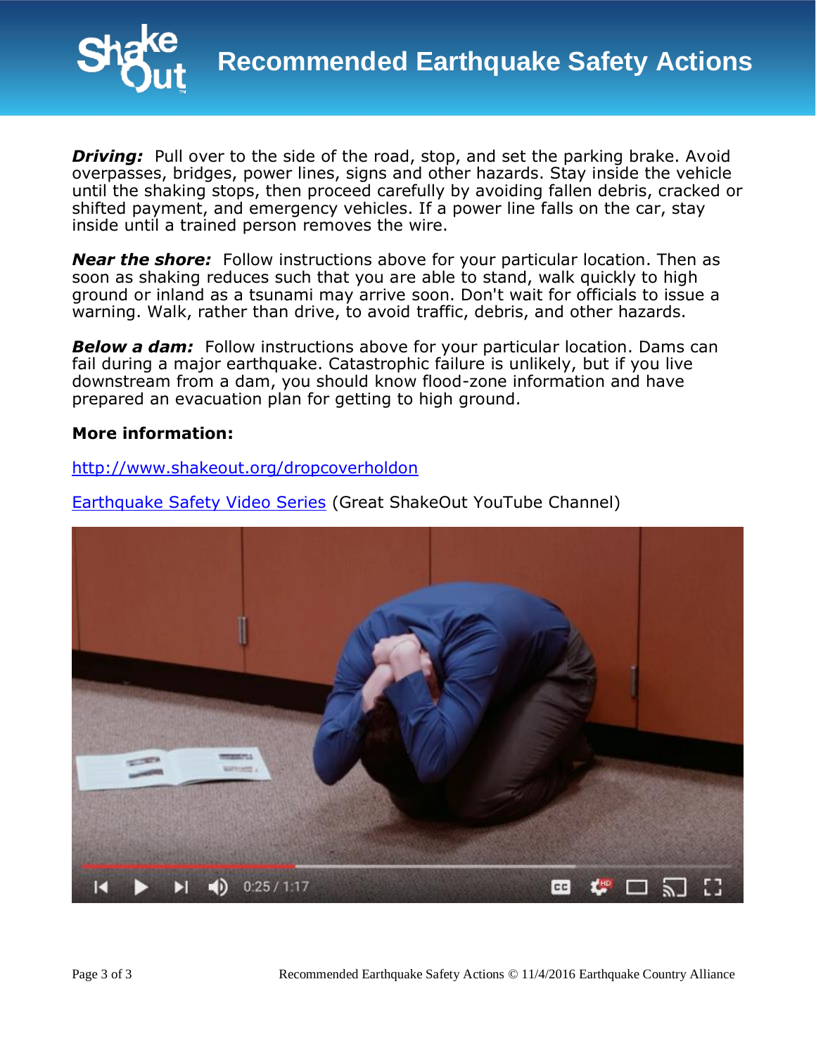# Recommended Earthquake Safety Actions

***Driving:*** Pull over to the side of the road, stop, and set the parking brake. Avoid overpasses, bridges, power lines, signs and other hazards. Stay inside the vehicle until the shaking stops, then proceed carefully by avoiding fallen debris, cracked or shifted payment, and emergency vehicles. If a power line falls on the car, stay inside until a trained person removes the wire.

***Near the shore:*** Follow instructions above for your particular location. Then as soon as shaking reduces such that you are able to stand, walk quickly to high ground or inland as a tsunami may arrive soon. Don't wait for officials to issue a warning. Walk, rather than drive, to avoid traffic, debris, and other hazards.

***Below a dam:*** Follow instructions above for your particular location. Dams can fail during a major earthquake. Catastrophic failure is unlikely, but if you live downstream from a dam, you should know flood-zone information and have prepared an evacuation plan for getting to high ground.

**More information:**

http://www.shakeout.org/dropcoverholdon

Earthquake Safety Video Series (Great ShakeOut YouTube Channel)